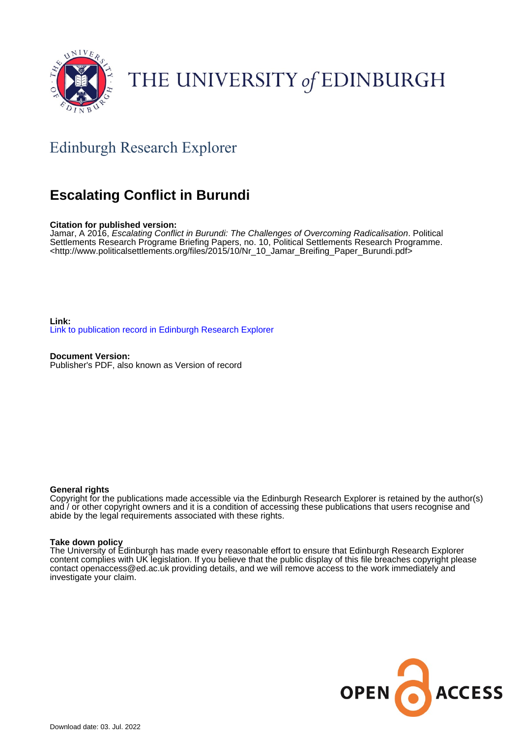THE UNIVERSITY *of* EDINBURGH

## Edinburgh Research Explorer

# Escalating Conflict in Burundi

**Citation for published version:**
Jamar, A 2016, *Escalating Conflict in Burundi: The Challenges of Overcoming Radicalisation*. Political Settlements Research Programe Briefing Papers, no. 10, Political Settlements Research Programme. <http://www.politicalsettlements.org/files/2015/10/Nr_10_Jamar_Breifing_Paper_Burundi.pdf>

**Link:**
Link to publication record in Edinburgh Research Explorer

**Document Version:**
Publisher's PDF, also known as Version of record

**General rights**
Copyright for the publications made accessible via the Edinburgh Research Explorer is retained by the author(s) and / or other copyright owners and it is a condition of accessing these publications that users recognise and abide by the legal requirements associated with these rights.

**Take down policy**
The University of Edinburgh has made every reasonable effort to ensure that Edinburgh Research Explorer content complies with UK legislation. If you believe that the public display of this file breaches copyright please contact openaccess@ed.ac.uk providing details, and we will remove access to the work immediately and investigate your claim.

OPEN ACCESS

Download date: 03. Jul. 2022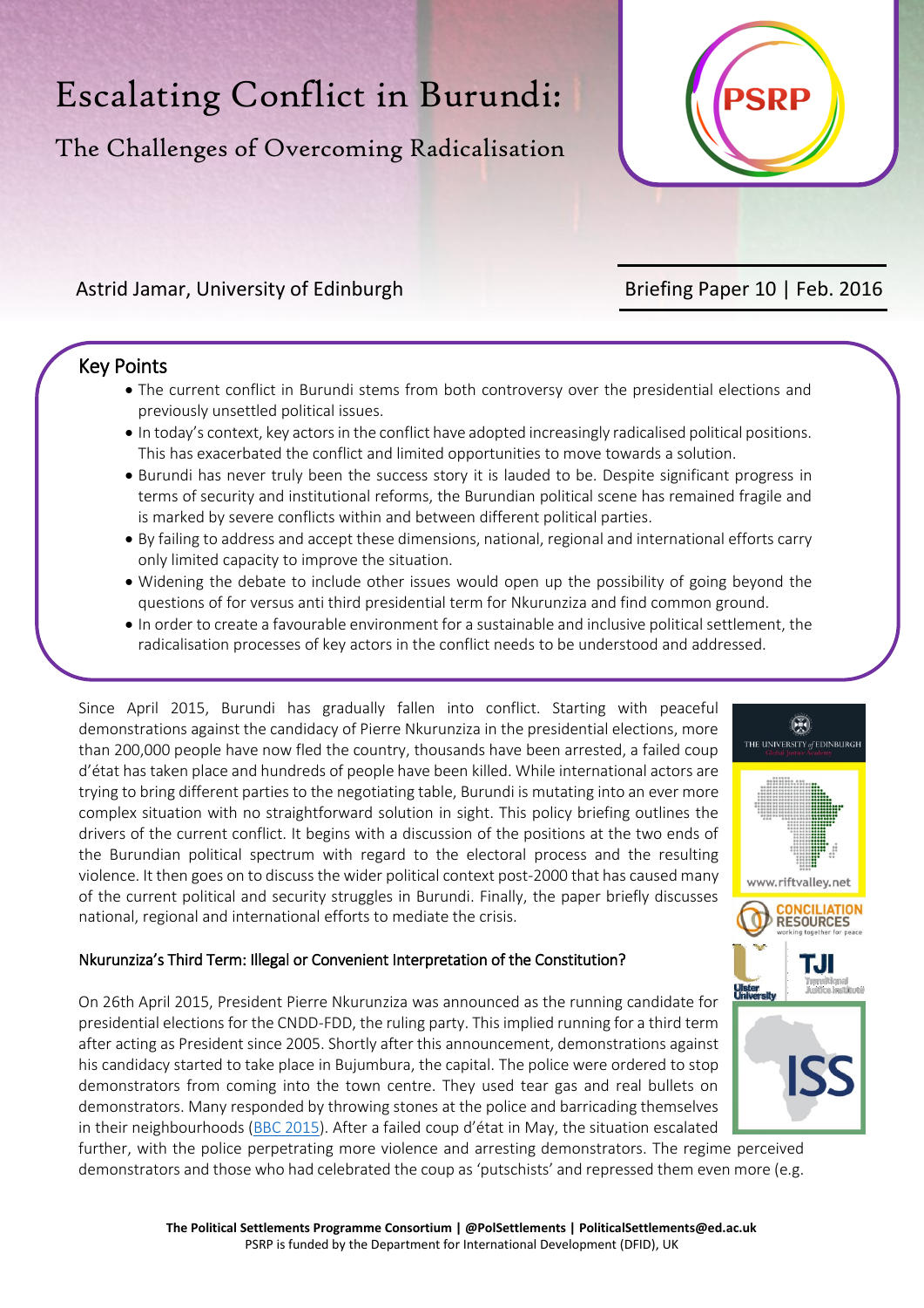# Escalating Conflict in Burundi:

## The Challenges of Overcoming Radicalisation

Astrid Jamar, University of Edinburgh

Briefing Paper 10 | Feb. 2016

### Key Points

- The current conflict in Burundi stems from both controversy over the presidential elections and previously unsettled political issues.
- In today's context, key actors in the conflict have adopted increasingly radicalised political positions. This has exacerbated the conflict and limited opportunities to move towards a solution.
- Burundi has never truly been the success story it is lauded to be. Despite significant progress in terms of security and institutional reforms, the Burundian political scene has remained fragile and is marked by severe conflicts within and between different political parties.
- By failing to address and accept these dimensions, national, regional and international efforts carry only limited capacity to improve the situation.
- Widening the debate to include other issues would open up the possibility of going beyond the questions of for versus anti third presidential term for Nkurunziza and find common ground.
- In order to create a favourable environment for a sustainable and inclusive political settlement, the radicalisation processes of key actors in the conflict needs to be understood and addressed.

Since April 2015, Burundi has gradually fallen into conflict. Starting with peaceful demonstrations against the candidacy of Pierre Nkurunziza in the presidential elections, more than 200,000 people have now fled the country, thousands have been arrested, a failed coup d'état has taken place and hundreds of people have been killed. While international actors are trying to bring different parties to the negotiating table, Burundi is mutating into an ever more complex situation with no straightforward solution in sight. This policy briefing outlines the drivers of the current conflict. It begins with a discussion of the positions at the two ends of the Burundian political spectrum with regard to the electoral process and the resulting violence. It then goes on to discuss the wider political context post-2000 that has caused many of the current political and security struggles in Burundi. Finally, the paper briefly discusses national, regional and international efforts to mediate the crisis.

#### Nkurunziza's Third Term: Illegal or Convenient Interpretation of the Constitution?

On 26th April 2015, President Pierre Nkurunziza was announced as the running candidate for presidential elections for the CNDD-FDD, the ruling party. This implied running for a third term after acting as President since 2005. Shortly after this announcement, demonstrations against his candidacy started to take place in Bujumbura, the capital. The police were ordered to stop demonstrators from coming into the town centre. They used tear gas and real bullets on demonstrators. Many responded by throwing stones at the police and barricading themselves in their neighbourhoods (BBC 2015). After a failed coup d'état in May, the situation escalated further, with the police perpetrating more violence and arresting demonstrators. The regime perceived demonstrators and those who had celebrated the coup as 'putschists' and repressed them even more (e.g.

The Political Settlements Programme Consortium | @PolSettlements | PoliticalSettlements@ed.ac.uk
PSRP is funded by the Department for International Development (DFID), UK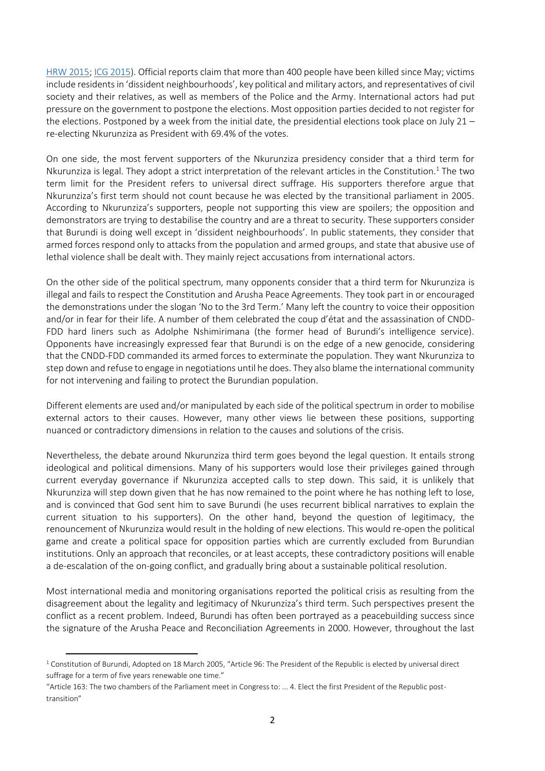HRW 2015; ICG 2015). Official reports claim that more than 400 people have been killed since May; victims include residents in 'dissident neighbourhoods', key political and military actors, and representatives of civil society and their relatives, as well as members of the Police and the Army. International actors had put pressure on the government to postpone the elections. Most opposition parties decided to not register for the elections. Postponed by a week from the initial date, the presidential elections took place on July 21 – re-electing Nkurunziza as President with 69.4% of the votes.

On one side, the most fervent supporters of the Nkurunziza presidency consider that a third term for Nkurunziza is legal. They adopt a strict interpretation of the relevant articles in the Constitution.[1] The two term limit for the President refers to universal direct suffrage. His supporters therefore argue that Nkurunziza's first term should not count because he was elected by the transitional parliament in 2005. According to Nkurunziza's supporters, people not supporting this view are spoilers; the opposition and demonstrators are trying to destabilise the country and are a threat to security. These supporters consider that Burundi is doing well except in 'dissident neighbourhoods'. In public statements, they consider that armed forces respond only to attacks from the population and armed groups, and state that abusive use of lethal violence shall be dealt with. They mainly reject accusations from international actors.

On the other side of the political spectrum, many opponents consider that a third term for Nkurunziza is illegal and fails to respect the Constitution and Arusha Peace Agreements. They took part in or encouraged the demonstrations under the slogan 'No to the 3rd Term.' Many left the country to voice their opposition and/or in fear for their life. A number of them celebrated the coup d'état and the assassination of CNDD-FDD hard liners such as Adolphe Nshimirimana (the former head of Burundi's intelligence service). Opponents have increasingly expressed fear that Burundi is on the edge of a new genocide, considering that the CNDD-FDD commanded its armed forces to exterminate the population. They want Nkurunziza to step down and refuse to engage in negotiations until he does. They also blame the international community for not intervening and failing to protect the Burundian population.

Different elements are used and/or manipulated by each side of the political spectrum in order to mobilise external actors to their causes. However, many other views lie between these positions, supporting nuanced or contradictory dimensions in relation to the causes and solutions of the crisis.

Nevertheless, the debate around Nkurunziza third term goes beyond the legal question. It entails strong ideological and political dimensions. Many of his supporters would lose their privileges gained through current everyday governance if Nkurunziza accepted calls to step down. This said, it is unlikely that Nkurunziza will step down given that he has now remained to the point where he has nothing left to lose, and is convinced that God sent him to save Burundi (he uses recurrent biblical narratives to explain the current situation to his supporters). On the other hand, beyond the question of legitimacy, the renouncement of Nkurunziza would result in the holding of new elections. This would re-open the political game and create a political space for opposition parties which are currently excluded from Burundian institutions. Only an approach that reconciles, or at least accepts, these contradictory positions will enable a de-escalation of the on-going conflict, and gradually bring about a sustainable political resolution.

Most international media and monitoring organisations reported the political crisis as resulting from the disagreement about the legality and legitimacy of Nkurunziza's third term. Such perspectives present the conflict as a recent problem. Indeed, Burundi has often been portrayed as a peacebuilding success since the signature of the Arusha Peace and Reconciliation Agreements in 2000. However, throughout the last

---

[1] Constitution of Burundi, Adopted on 18 March 2005, "Article 96: The President of the Republic is elected by universal direct suffrage for a term of five years renewable one time."

"Article 163: The two chambers of the Parliament meet in Congress to: ... 4. Elect the first President of the Republic post-transition"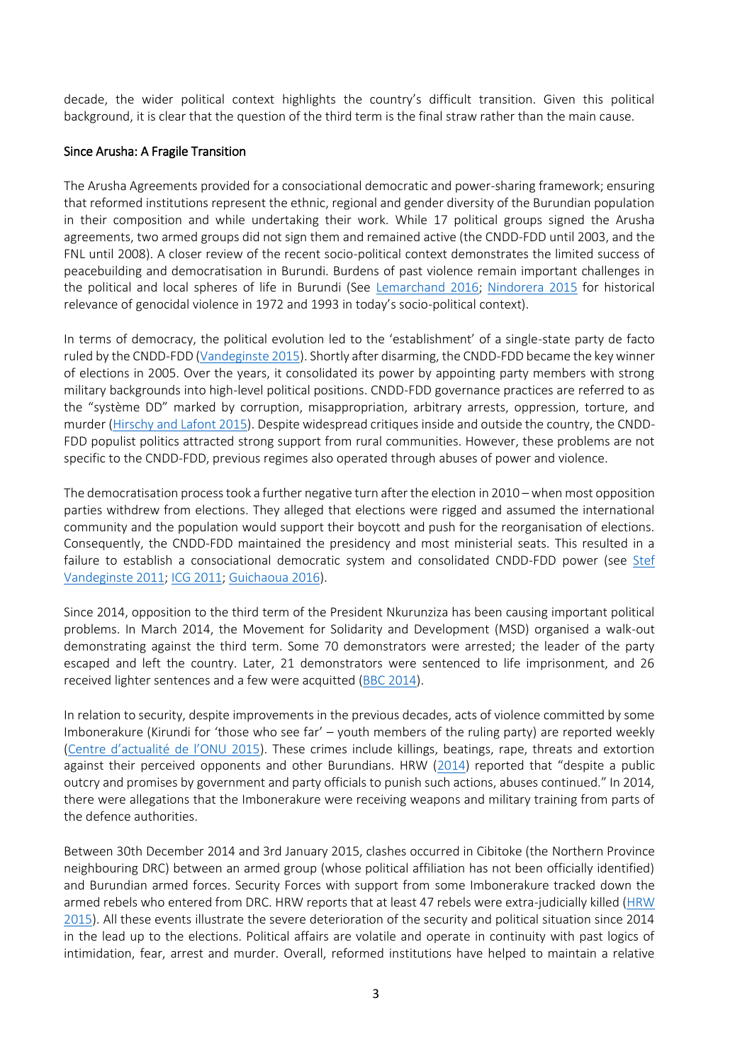decade, the wider political context highlights the country's difficult transition. Given this political background, it is clear that the question of the third term is the final straw rather than the main cause.

## Since Arusha: A Fragile Transition

The Arusha Agreements provided for a consociational democratic and power-sharing framework; ensuring that reformed institutions represent the ethnic, regional and gender diversity of the Burundian population in their composition and while undertaking their work. While 17 political groups signed the Arusha agreements, two armed groups did not sign them and remained active (the CNDD-FDD until 2003, and the FNL until 2008). A closer review of the recent socio-political context demonstrates the limited success of peacebuilding and democratisation in Burundi. Burdens of past violence remain important challenges in the political and local spheres of life in Burundi (See Lemarchand 2016; Nindorera 2015 for historical relevance of genocidal violence in 1972 and 1993 in today's socio-political context).

In terms of democracy, the political evolution led to the 'establishment' of a single-state party de facto ruled by the CNDD-FDD (Vandeginste 2015). Shortly after disarming, the CNDD-FDD became the key winner of elections in 2005. Over the years, it consolidated its power by appointing party members with strong military backgrounds into high-level political positions. CNDD-FDD governance practices are referred to as the "système DD" marked by corruption, misappropriation, arbitrary arrests, oppression, torture, and murder (Hirschy and Lafont 2015). Despite widespread critiques inside and outside the country, the CNDD-FDD populist politics attracted strong support from rural communities. However, these problems are not specific to the CNDD-FDD, previous regimes also operated through abuses of power and violence.

The democratisation process took a further negative turn after the election in 2010 – when most opposition parties withdrew from elections. They alleged that elections were rigged and assumed the international community and the population would support their boycott and push for the reorganisation of elections. Consequently, the CNDD-FDD maintained the presidency and most ministerial seats. This resulted in a failure to establish a consociational democratic system and consolidated CNDD-FDD power (see Stef Vandeginste 2011; ICG 2011; Guichaoua 2016).

Since 2014, opposition to the third term of the President Nkurunziza has been causing important political problems. In March 2014, the Movement for Solidarity and Development (MSD) organised a walk-out demonstrating against the third term. Some 70 demonstrators were arrested; the leader of the party escaped and left the country. Later, 21 demonstrators were sentenced to life imprisonment, and 26 received lighter sentences and a few were acquitted (BBC 2014).

In relation to security, despite improvements in the previous decades, acts of violence committed by some Imbonerakure (Kirundi for 'those who see far' – youth members of the ruling party) are reported weekly (Centre d'actualité de l'ONU 2015). These crimes include killings, beatings, rape, threats and extortion against their perceived opponents and other Burundians. HRW (2014) reported that "despite a public outcry and promises by government and party officials to punish such actions, abuses continued." In 2014, there were allegations that the Imbonerakure were receiving weapons and military training from parts of the defence authorities.

Between 30th December 2014 and 3rd January 2015, clashes occurred in Cibitoke (the Northern Province neighbouring DRC) between an armed group (whose political affiliation has not been officially identified) and Burundian armed forces. Security Forces with support from some Imbonerakure tracked down the armed rebels who entered from DRC. HRW reports that at least 47 rebels were extra-judicially killed (HRW 2015). All these events illustrate the severe deterioration of the security and political situation since 2014 in the lead up to the elections. Political affairs are volatile and operate in continuity with past logics of intimidation, fear, arrest and murder. Overall, reformed institutions have helped to maintain a relative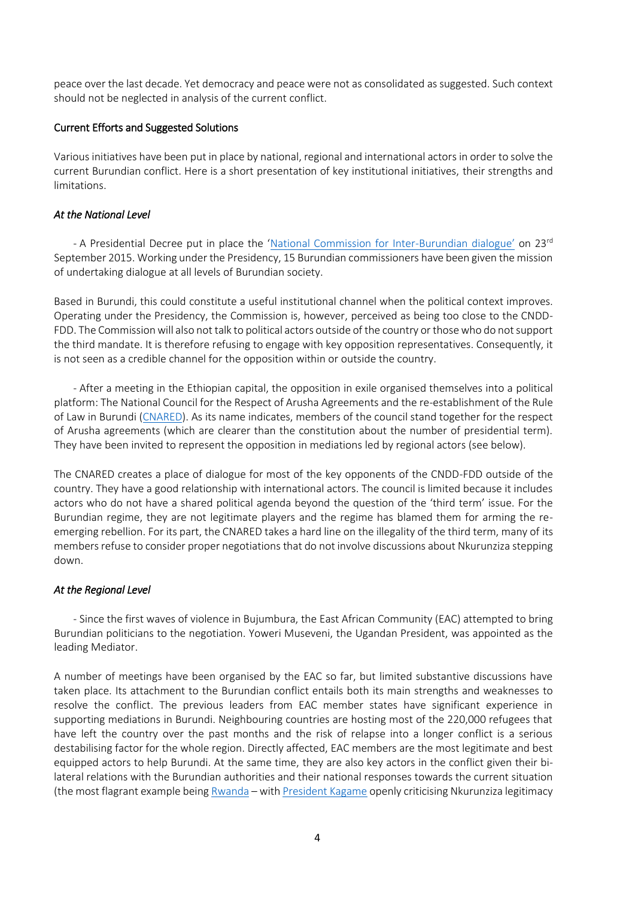peace over the last decade. Yet democracy and peace were not as consolidated as suggested. Such context should not be neglected in analysis of the current conflict.

## Current Efforts and Suggested Solutions

Various initiatives have been put in place by national, regional and international actors in order to solve the current Burundian conflict. Here is a short presentation of key institutional initiatives, their strengths and limitations.

### *At the National Level*

- A Presidential Decree put in place the 'National Commission for Inter-Burundian dialogue' on 23rd September 2015. Working under the Presidency, 15 Burundian commissioners have been given the mission of undertaking dialogue at all levels of Burundian society.

Based in Burundi, this could constitute a useful institutional channel when the political context improves. Operating under the Presidency, the Commission is, however, perceived as being too close to the CNDD-FDD. The Commission will also not talk to political actors outside of the country or those who do not support the third mandate. It is therefore refusing to engage with key opposition representatives. Consequently, it is not seen as a credible channel for the opposition within or outside the country.

- After a meeting in the Ethiopian capital, the opposition in exile organised themselves into a political platform: The National Council for the Respect of Arusha Agreements and the re-establishment of the Rule of Law in Burundi (CNARED). As its name indicates, members of the council stand together for the respect of Arusha agreements (which are clearer than the constitution about the number of presidential term). They have been invited to represent the opposition in mediations led by regional actors (see below).

The CNARED creates a place of dialogue for most of the key opponents of the CNDD-FDD outside of the country. They have a good relationship with international actors. The council is limited because it includes actors who do not have a shared political agenda beyond the question of the 'third term' issue. For the Burundian regime, they are not legitimate players and the regime has blamed them for arming the re-emerging rebellion. For its part, the CNARED takes a hard line on the illegality of the third term, many of its members refuse to consider proper negotiations that do not involve discussions about Nkurunziza stepping down.

### *At the Regional Level*

- Since the first waves of violence in Bujumbura, the East African Community (EAC) attempted to bring Burundian politicians to the negotiation. Yoweri Museveni, the Ugandan President, was appointed as the leading Mediator.

A number of meetings have been organised by the EAC so far, but limited substantive discussions have taken place. Its attachment to the Burundian conflict entails both its main strengths and weaknesses to resolve the conflict. The previous leaders from EAC member states have significant experience in supporting mediations in Burundi. Neighbouring countries are hosting most of the 220,000 refugees that have left the country over the past months and the risk of relapse into a longer conflict is a serious destabilising factor for the whole region. Directly affected, EAC members are the most legitimate and best equipped actors to help Burundi. At the same time, they are also key actors in the conflict given their bi-lateral relations with the Burundian authorities and their national responses towards the current situation (the most flagrant example being Rwanda – with President Kagame openly criticising Nkurunziza legitimacy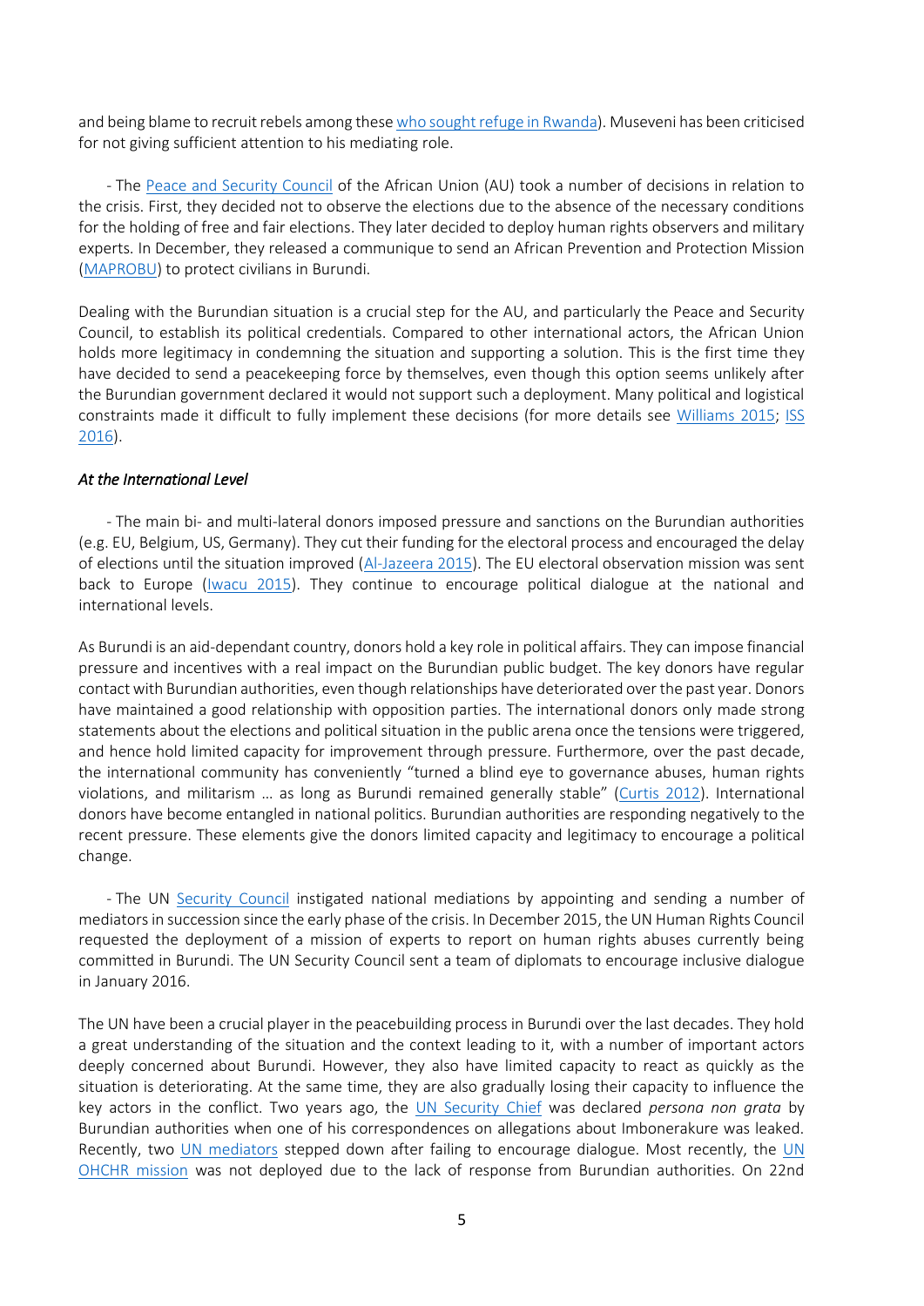and being blame to recruit rebels among these [who sought refuge in Rwanda](). Museveni has been criticised for not giving sufficient attention to his mediating role.

- The [Peace and Security Council]() of the African Union (AU) took a number of decisions in relation to the crisis. First, they decided not to observe the elections due to the absence of the necessary conditions for the holding of free and fair elections. They later decided to deploy human rights observers and military experts. In December, they released a communique to send an African Prevention and Protection Mission ([MAPROBU]()) to protect civilians in Burundi.

Dealing with the Burundian situation is a crucial step for the AU, and particularly the Peace and Security Council, to establish its political credentials. Compared to other international actors, the African Union holds more legitimacy in condemning the situation and supporting a solution. This is the first time they have decided to send a peacekeeping force by themselves, even though this option seems unlikely after the Burundian government declared it would not support such a deployment. Many political and logistical constraints made it difficult to fully implement these decisions (for more details see [Williams 2015](); [ISS 2016]()).

*At the International Level*

- The main bi- and multi-lateral donors imposed pressure and sanctions on the Burundian authorities (e.g. EU, Belgium, US, Germany). They cut their funding for the electoral process and encouraged the delay of elections until the situation improved ([Al-Jazeera 2015]()). The EU electoral observation mission was sent back to Europe ([Iwacu 2015]()). They continue to encourage political dialogue at the national and international levels.

As Burundi is an aid-dependant country, donors hold a key role in political affairs. They can impose financial pressure and incentives with a real impact on the Burundian public budget. The key donors have regular contact with Burundian authorities, even though relationships have deteriorated over the past year. Donors have maintained a good relationship with opposition parties. The international donors only made strong statements about the elections and political situation in the public arena once the tensions were triggered, and hence hold limited capacity for improvement through pressure. Furthermore, over the past decade, the international community has conveniently "turned a blind eye to governance abuses, human rights violations, and militarism … as long as Burundi remained generally stable" ([Curtis 2012]()). International donors have become entangled in national politics. Burundian authorities are responding negatively to the recent pressure. These elements give the donors limited capacity and legitimacy to encourage a political change.

- The UN [Security Council]() instigated national mediations by appointing and sending a number of mediators in succession since the early phase of the crisis. In December 2015, the UN Human Rights Council requested the deployment of a mission of experts to report on human rights abuses currently being committed in Burundi. The UN Security Council sent a team of diplomats to encourage inclusive dialogue in January 2016.

The UN have been a crucial player in the peacebuilding process in Burundi over the last decades. They hold a great understanding of the situation and the context leading to it, with a number of important actors deeply concerned about Burundi. However, they also have limited capacity to react as quickly as the situation is deteriorating. At the same time, they are also gradually losing their capacity to influence the key actors in the conflict. Two years ago, the [UN Security Chief]() was declared *persona non grata* by Burundian authorities when one of his correspondences on allegations about Imbonerakure was leaked. Recently, two [UN mediators]() stepped down after failing to encourage dialogue. Most recently, the [UN OHCHR mission]() was not deployed due to the lack of response from Burundian authorities. On 22nd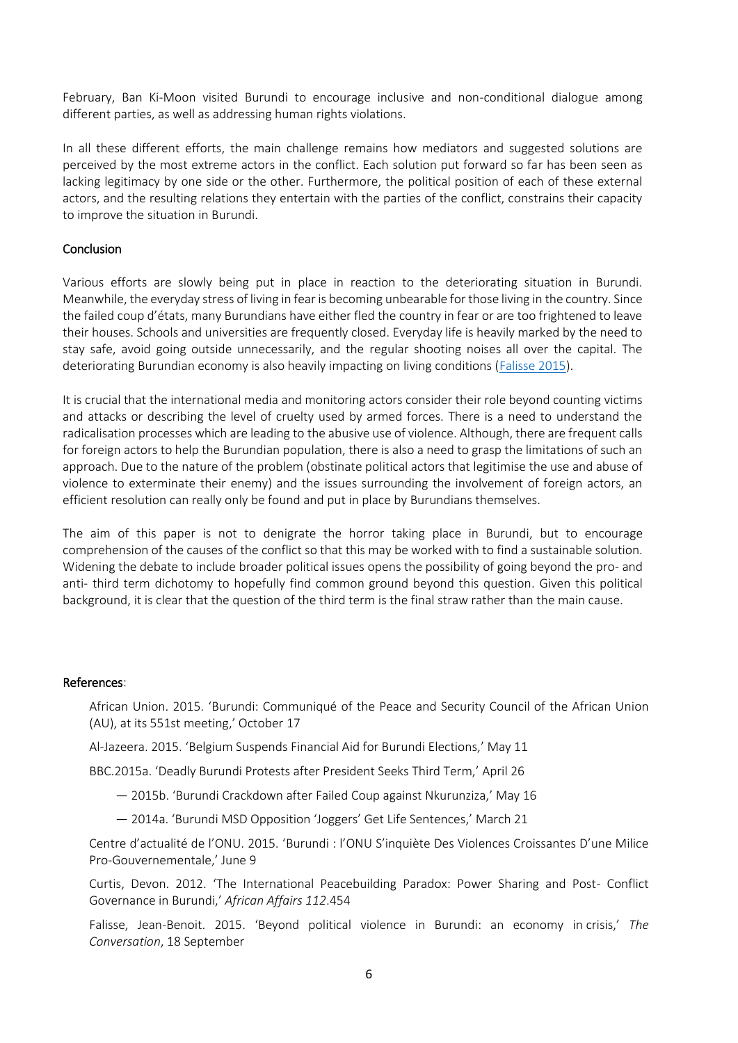February, Ban Ki-Moon visited Burundi to encourage inclusive and non-conditional dialogue among different parties, as well as addressing human rights violations.

In all these different efforts, the main challenge remains how mediators and suggested solutions are perceived by the most extreme actors in the conflict. Each solution put forward so far has been seen as lacking legitimacy by one side or the other. Furthermore, the political position of each of these external actors, and the resulting relations they entertain with the parties of the conflict, constrains their capacity to improve the situation in Burundi.

## Conclusion

Various efforts are slowly being put in place in reaction to the deteriorating situation in Burundi. Meanwhile, the everyday stress of living in fear is becoming unbearable for those living in the country. Since the failed coup d'états, many Burundians have either fled the country in fear or are too frightened to leave their houses. Schools and universities are frequently closed. Everyday life is heavily marked by the need to stay safe, avoid going outside unnecessarily, and the regular shooting noises all over the capital. The deteriorating Burundian economy is also heavily impacting on living conditions (Falisse 2015).

It is crucial that the international media and monitoring actors consider their role beyond counting victims and attacks or describing the level of cruelty used by armed forces. There is a need to understand the radicalisation processes which are leading to the abusive use of violence. Although, there are frequent calls for foreign actors to help the Burundian population, there is also a need to grasp the limitations of such an approach. Due to the nature of the problem (obstinate political actors that legitimise the use and abuse of violence to exterminate their enemy) and the issues surrounding the involvement of foreign actors, an efficient resolution can really only be found and put in place by Burundians themselves.

The aim of this paper is not to denigrate the horror taking place in Burundi, but to encourage comprehension of the causes of the conflict so that this may be worked with to find a sustainable solution. Widening the debate to include broader political issues opens the possibility of going beyond the pro- and anti- third term dichotomy to hopefully find common ground beyond this question. Given this political background, it is clear that the question of the third term is the final straw rather than the main cause.

## References:

African Union. 2015. 'Burundi: Communiqué of the Peace and Security Council of the African Union (AU), at its 551st meeting,' October 17

Al-Jazeera. 2015. 'Belgium Suspends Financial Aid for Burundi Elections,' May 11

BBC.2015a. 'Deadly Burundi Protests after President Seeks Third Term,' April 26

— 2015b. 'Burundi Crackdown after Failed Coup against Nkurunziza,' May 16

— 2014a. 'Burundi MSD Opposition 'Joggers' Get Life Sentences,' March 21

Centre d'actualité de l'ONU. 2015. 'Burundi : l'ONU S'inquiète Des Violences Croissantes D'une Milice Pro-Gouvernementale,' June 9

Curtis, Devon. 2012. 'The International Peacebuilding Paradox: Power Sharing and Post- Conflict Governance in Burundi,' *African Affairs 112*.454

Falisse, Jean-Benoit. 2015. 'Beyond political violence in Burundi: an economy in crisis,' *The Conversation*, 18 September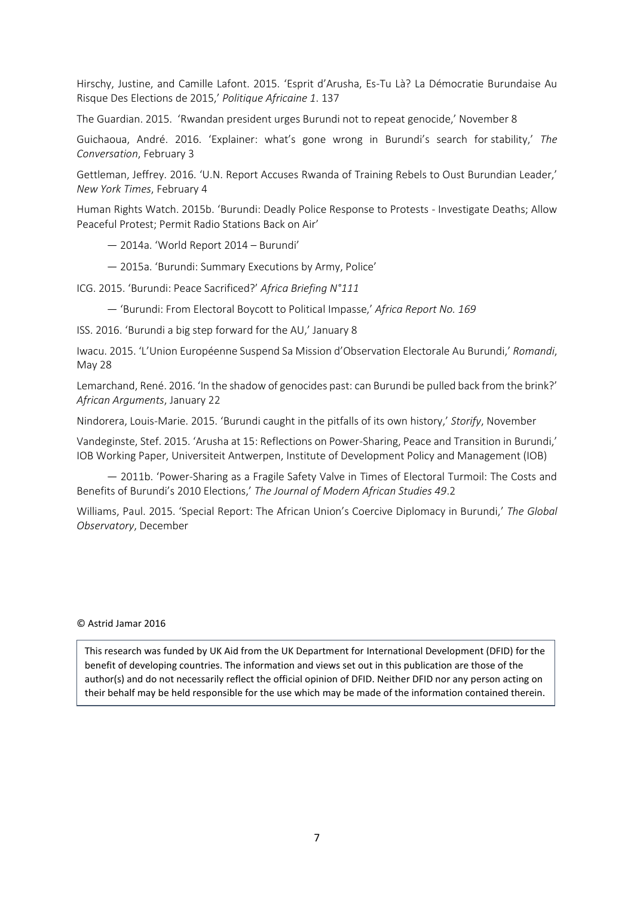Hirschy, Justine, and Camille Lafont. 2015. 'Esprit d'Arusha, Es-Tu Là? La Démocratie Burundaise Au Risque Des Elections de 2015,' *Politique Africaine 1*. 137

The Guardian. 2015. 'Rwandan president urges Burundi not to repeat genocide,' November 8

Guichaoua, André. 2016. 'Explainer: what's gone wrong in Burundi's search for stability,' *The Conversation*, February 3

Gettleman, Jeffrey. 2016. 'U.N. Report Accuses Rwanda of Training Rebels to Oust Burundian Leader,' *New York Times*, February 4

Human Rights Watch. 2015b. 'Burundi: Deadly Police Response to Protests - Investigate Deaths; Allow Peaceful Protest; Permit Radio Stations Back on Air'

— 2014a. 'World Report 2014 – Burundi'

— 2015a. 'Burundi: Summary Executions by Army, Police'

ICG. 2015. 'Burundi: Peace Sacrificed?' *Africa Briefing N°111*

— 'Burundi: From Electoral Boycott to Political Impasse,' *Africa Report No. 169*

ISS. 2016. 'Burundi a big step forward for the AU,' January 8

Iwacu. 2015. 'L'Union Européenne Suspend Sa Mission d'Observation Electorale Au Burundi,' *Romandi*, May 28

Lemarchand, René. 2016. 'In the shadow of genocides past: can Burundi be pulled back from the brink?' *African Arguments*, January 22

Nindorera, Louis-Marie. 2015. 'Burundi caught in the pitfalls of its own history,' *Storify*, November

Vandeginste, Stef. 2015. 'Arusha at 15: Reflections on Power-Sharing, Peace and Transition in Burundi,' IOB Working Paper, Universiteit Antwerpen, Institute of Development Policy and Management (IOB)

— 2011b. 'Power-Sharing as a Fragile Safety Valve in Times of Electoral Turmoil: The Costs and Benefits of Burundi's 2010 Elections,' *The Journal of Modern African Studies 49*.2

Williams, Paul. 2015. 'Special Report: The African Union's Coercive Diplomacy in Burundi,' *The Global Observatory*, December

© Astrid Jamar 2016

This research was funded by UK Aid from the UK Department for International Development (DFID) for the benefit of developing countries. The information and views set out in this publication are those of the author(s) and do not necessarily reflect the official opinion of DFID. Neither DFID nor any person acting on their behalf may be held responsible for the use which may be made of the information contained therein.